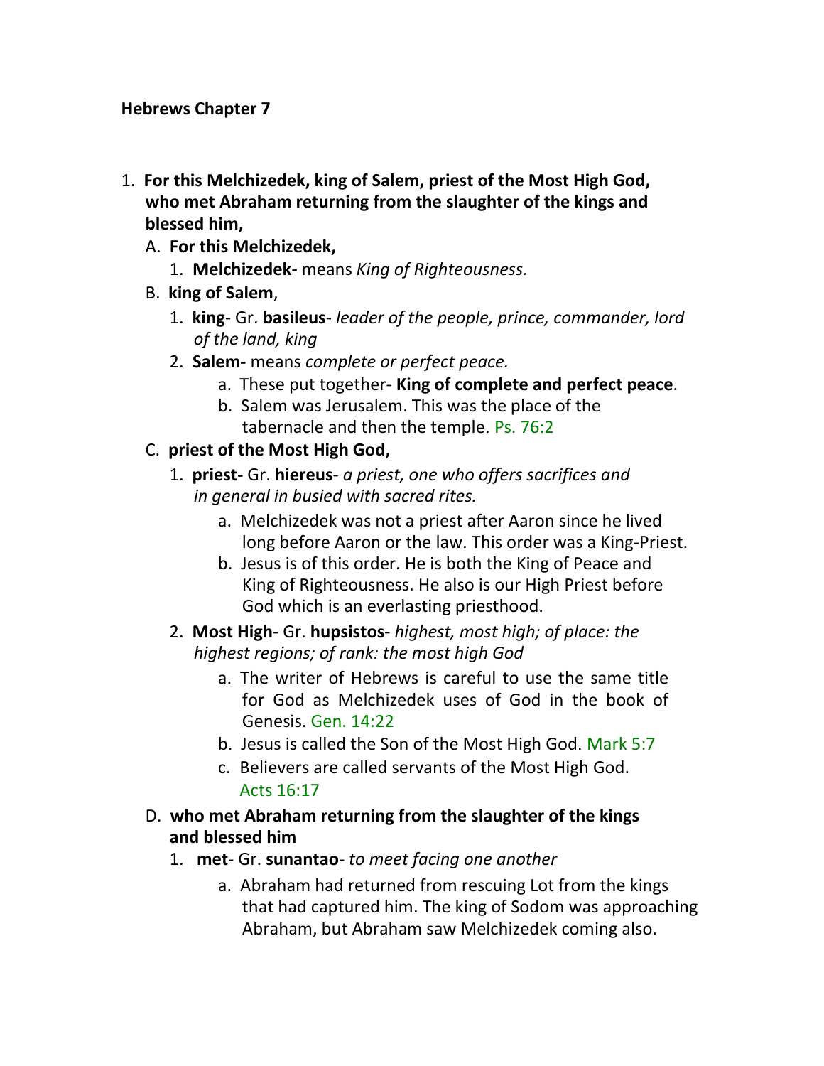**Hebrews Chapter 7**

1. **For this Melchizedek, king of Salem, priest of the Most High God, who met Abraham returning from the slaughter of the kings and blessed him,**
   A. **For this Melchizedek,**
      1. **Melchizedek-** means *King of Righteousness.*
   B. **king of Salem**,
      1. **king**- Gr. **basileus**- *leader of the people, prince, commander, lord of the land, king*
      2. **Salem-** means *complete or perfect peace.*
         a. These put together- **King of complete and perfect peace**.
         b. Salem was Jerusalem. This was the place of the tabernacle and then the temple. Ps. 76:2
   C. **priest of the Most High God,**
      1. **priest-** Gr. **hiereus**- *a priest, one who offers sacrifices and in general in busied with sacred rites.*
         a. Melchizedek was not a priest after Aaron since he lived long before Aaron or the law. This order was a King-Priest.
         b. Jesus is of this order. He is both the King of Peace and King of Righteousness. He also is our High Priest before God which is an everlasting priesthood.
      2. **Most High**- Gr. **hupsistos**- *highest, most high; of place: the highest regions; of rank: the most high God*
         a. The writer of Hebrews is careful to use the same title for God as Melchizedek uses of God in the book of Genesis. Gen. 14:22
         b. Jesus is called the Son of the Most High God. Mark 5:7
         c. Believers are called servants of the Most High God. Acts 16:17
   D. **who met Abraham returning from the slaughter of the kings and blessed him**
      1. **met**- Gr. **sunantao**- *to meet facing one another*
         a. Abraham had returned from rescuing Lot from the kings that had captured him. The king of Sodom was approaching Abraham, but Abraham saw Melchizedek coming also.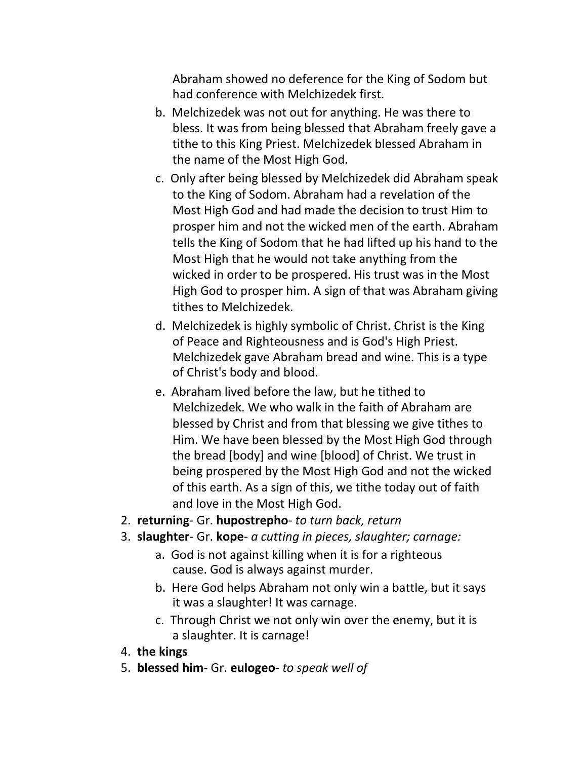Abraham showed no deference for the King of Sodom but had conference with Melchizedek first.

   b. Melchizedek was not out for anything. He was there to bless. It was from being blessed that Abraham freely gave a tithe to this King Priest. Melchizedek blessed Abraham in the name of the Most High God.
   c. Only after being blessed by Melchizedek did Abraham speak to the King of Sodom. Abraham had a revelation of the Most High God and had made the decision to trust Him to prosper him and not the wicked men of the earth. Abraham tells the King of Sodom that he had lifted up his hand to the Most High that he would not take anything from the wicked in order to be prospered. His trust was in the Most High God to prosper him. A sign of that was Abraham giving tithes to Melchizedek.
   d. Melchizedek is highly symbolic of Christ. Christ is the King of Peace and Righteousness and is God's High Priest. Melchizedek gave Abraham bread and wine. This is a type of Christ's body and blood.
   e. Abraham lived before the law, but he tithed to Melchizedek. We who walk in the faith of Abraham are blessed by Christ and from that blessing we give tithes to Him. We have been blessed by the Most High God through the bread [body] and wine [blood] of Christ. We trust in being prospered by the Most High God and not the wicked of this earth. As a sign of this, we tithe today out of faith and love in the Most High God.

2. **returning**- Gr. **hupostrepho**- *to turn back, return*
3. **slaughter**- Gr. **kope**- *a cutting in pieces, slaughter; carnage:*
   a. God is not against killing when it is for a righteous cause. God is always against murder.
   b. Here God helps Abraham not only win a battle, but it says it was a slaughter! It was carnage.
   c. Through Christ we not only win over the enemy, but it is a slaughter. It is carnage!
4. **the kings**
5. **blessed him**- Gr. **eulogeo**- *to speak well of*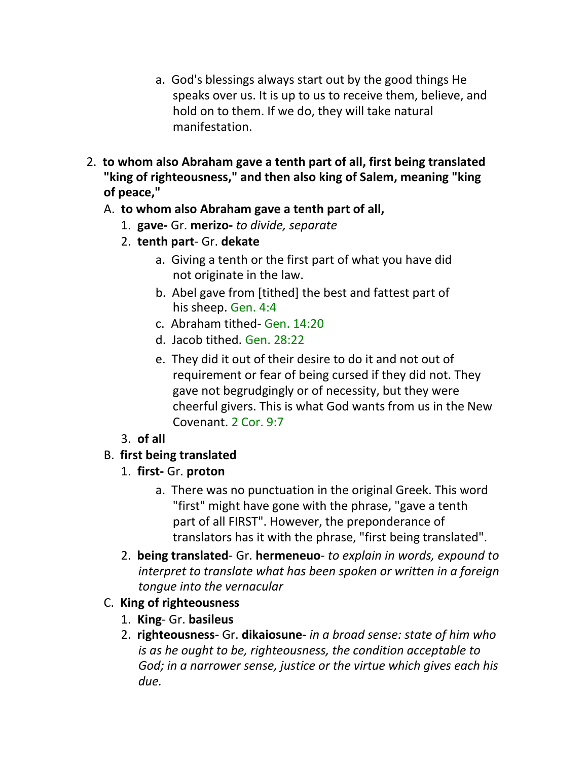a. God's blessings always start out by the good things He speaks over us. It is up to us to receive them, believe, and hold on to them. If we do, they will take natural manifestation.

2. **to whom also Abraham gave a tenth part of all, first being translated "king of righteousness," and then also king of Salem, meaning "king of peace,"**

   A. **to whom also Abraham gave a tenth part of all,**

      1. **gave-** Gr. **merizo-** *to divide, separate*

      2. **tenth part**- Gr. **dekate**

         a. Giving a tenth or the first part of what you have did not originate in the law.

         b. Abel gave from [tithed] the best and fattest part of his sheep. Gen. 4:4

         c. Abraham tithed- Gen. 14:20

         d. Jacob tithed. Gen. 28:22

         e. They did it out of their desire to do it and not out of requirement or fear of being cursed if they did not. They gave not begrudgingly or of necessity, but they were cheerful givers. This is what God wants from us in the New Covenant. 2 Cor. 9:7

      3. **of all**

   B. **first being translated**

      1. **first-** Gr. **proton**

         a. There was no punctuation in the original Greek. This word "first" might have gone with the phrase, "gave a tenth part of all FIRST". However, the preponderance of translators has it with the phrase, "first being translated".

      2. **being translated**- Gr. **hermeneuo**- *to explain in words, expound to interpret to translate what has been spoken or written in a foreign tongue into the vernacular*

   C. **King of righteousness**

      1. **King**- Gr. **basileus**

      2. **righteousness-** Gr. **dikaiosune-** *in a broad sense: state of him who is as he ought to be, righteousness, the condition acceptable to God; in a narrower sense, justice or the virtue which gives each his due.*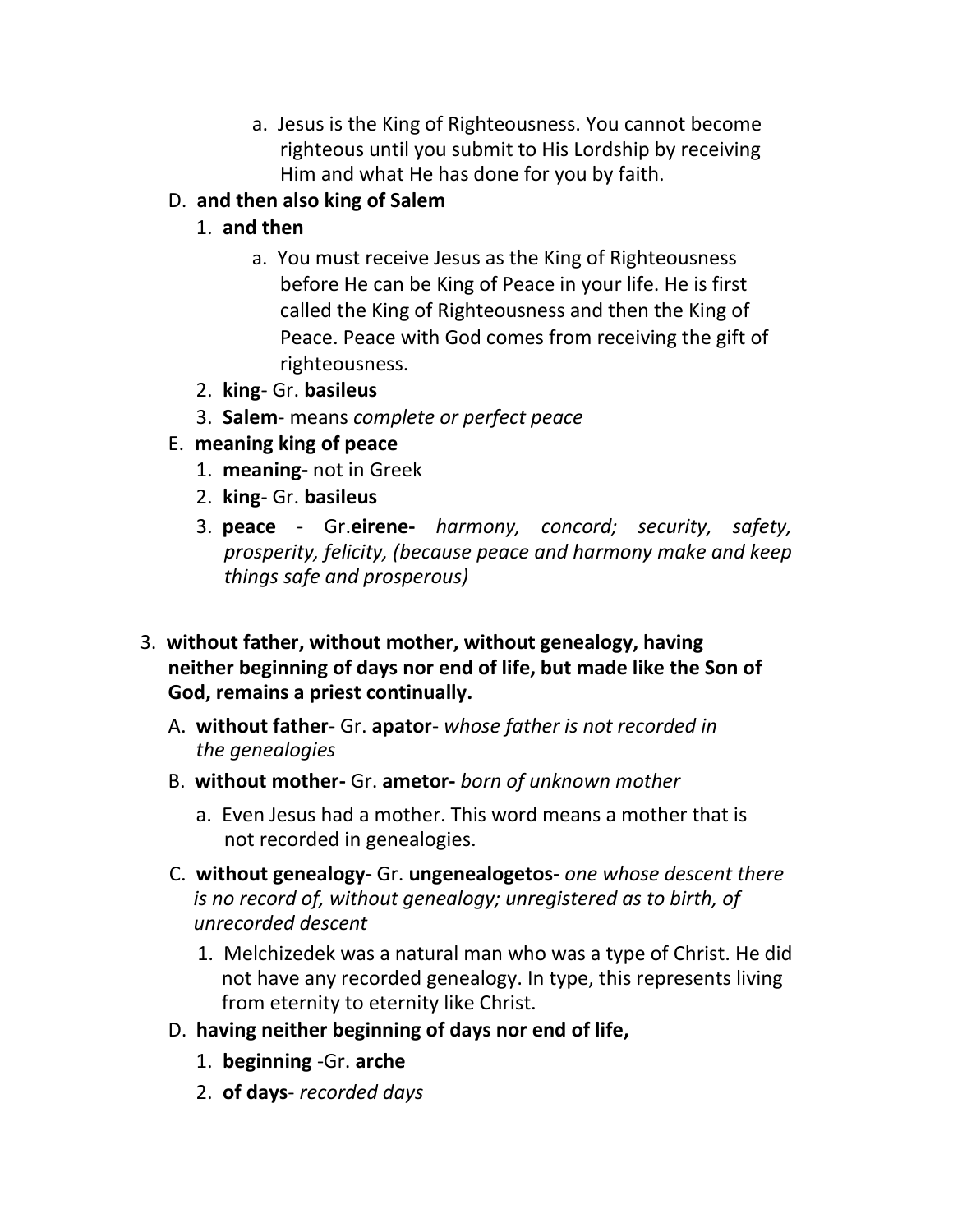- a. Jesus is the King of Righteousness. You cannot become righteous until you submit to His Lordship by receiving Him and what He has done for you by faith.

D. **and then also king of Salem**

   1. **and then**
      - a. You must receive Jesus as the King of Righteousness before He can be King of Peace in your life. He is first called the King of Righteousness and then the King of Peace. Peace with God comes from receiving the gift of righteousness.
   2. **king**- Gr. **basileus**
   3. **Salem**- means *complete or perfect peace*

E. **meaning king of peace**

   1. **meaning-** not in Greek
   2. **king**- Gr. **basileus**
   3. **peace** - Gr.**eirene-** *harmony, concord; security, safety, prosperity, felicity, (because peace and harmony make and keep things safe and prosperous)*

3. **without father, without mother, without genealogy, having neither beginning of days nor end of life, but made like the Son of God, remains a priest continually.**

   A. **without father**- Gr. **apator**- *whose father is not recorded in the genealogies*

   B. **without mother-** Gr. **ametor-** *born of unknown mother*

      - a. Even Jesus had a mother. This word means a mother that is not recorded in genealogies.

   C. **without genealogy-** Gr. **ungenealogetos-** *one whose descent there is no record of, without genealogy; unregistered as to birth, of unrecorded descent*

      1. Melchizedek was a natural man who was a type of Christ. He did not have any recorded genealogy. In type, this represents living from eternity to eternity like Christ.

   D. **having neither beginning of days nor end of life,**

      1. **beginning** -Gr. **arche**
      2. **of days**- *recorded days*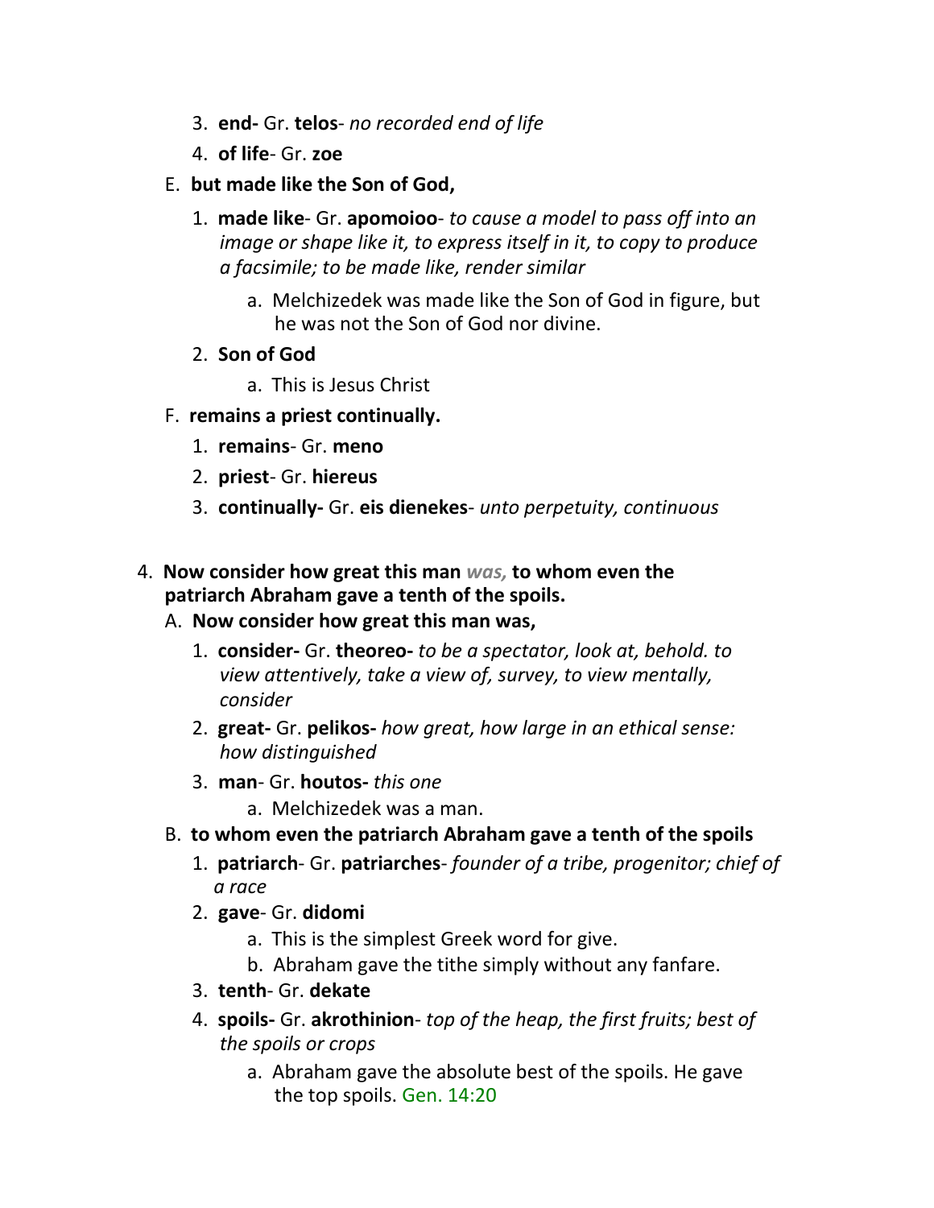3. **end-** Gr. **telos**- *no recorded end of life*
4. **of life**- Gr. **zoe**

E. **but made like the Son of God,**

1. **made like**- Gr. **apomoioo**- *to cause a model to pass off into an image or shape like it, to express itself in it, to copy to produce a facsimile; to be made like, render similar*
    a. Melchizedek was made like the Son of God in figure, but he was not the Son of God nor divine.
2. **Son of God**
    a. This is Jesus Christ

F. **remains a priest continually.**

1. **remains**- Gr. **meno**
2. **priest**- Gr. **hiereus**
3. **continually-** Gr. **eis dienekes**- *unto perpetuity, continuous*

4. **Now consider how great this man** *was,* **to whom even the patriarch Abraham gave a tenth of the spoils.**

A. **Now consider how great this man was,**

1. **consider-** Gr. **theoreo-** *to be a spectator, look at, behold. to view attentively, take a view of, survey, to view mentally, consider*
2. **great-** Gr. **pelikos-** *how great, how large in an ethical sense: how distinguished*
3. **man**- Gr. **houtos-** *this one*
    a. Melchizedek was a man.

B. **to whom even the patriarch Abraham gave a tenth of the spoils**

1. **patriarch**- Gr. **patriarches**- *founder of a tribe, progenitor; chief of a race*
2. **gave**- Gr. **didomi**
    a. This is the simplest Greek word for give.
    b. Abraham gave the tithe simply without any fanfare.
3. **tenth**- Gr. **dekate**
4. **spoils-** Gr. **akrothinion**- *top of the heap, the first fruits; best of the spoils or crops*
    a. Abraham gave the absolute best of the spoils. He gave the top spoils. Gen. 14:20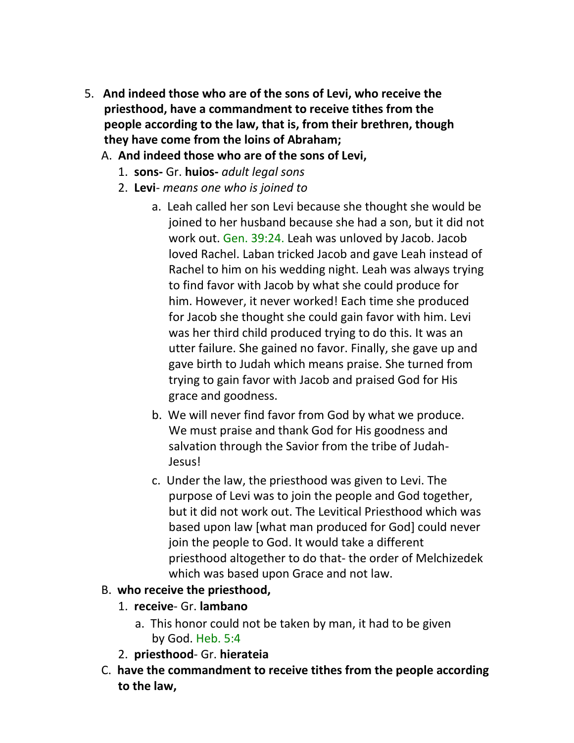5. **And indeed those who are of the sons of Levi, who receive the priesthood, have a commandment to receive tithes from the people according to the law, that is, from their brethren, though they have come from the loins of Abraham;**

   A. **And indeed those who are of the sons of Levi,**

      1. **sons-** Gr. **huios-** *adult legal sons*
      2. **Levi**- *means one who is joined to*

         a. Leah called her son Levi because she thought she would be joined to her husband because she had a son, but it did not work out. Gen. 39:24. Leah was unloved by Jacob. Jacob loved Rachel. Laban tricked Jacob and gave Leah instead of Rachel to him on his wedding night. Leah was always trying to find favor with Jacob by what she could produce for him. However, it never worked! Each time she produced for Jacob she thought she could gain favor with him. Levi was her third child produced trying to do this. It was an utter failure. She gained no favor. Finally, she gave up and gave birth to Judah which means praise. She turned from trying to gain favor with Jacob and praised God for His grace and goodness.

         b. We will never find favor from God by what we produce. We must praise and thank God for His goodness and salvation through the Savior from the tribe of Judah- Jesus!

         c. Under the law, the priesthood was given to Levi. The purpose of Levi was to join the people and God together, but it did not work out. The Levitical Priesthood which was based upon law [what man produced for God] could never join the people to God. It would take a different priesthood altogether to do that- the order of Melchizedek which was based upon Grace and not law.

   B. **who receive the priesthood,**

      1. **receive**- Gr. **lambano**

         a. This honor could not be taken by man, it had to be given by God. Heb. 5:4

      2. **priesthood**- Gr. **hierateia**

   C. **have the commandment to receive tithes from the people according to the law,**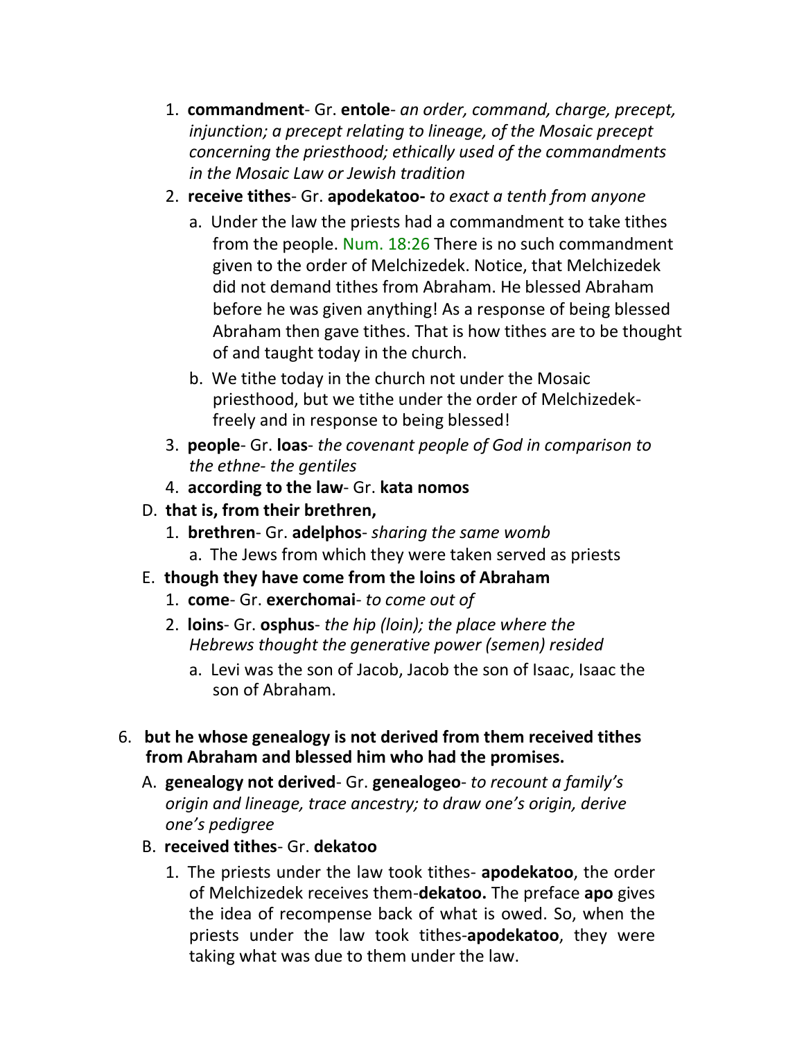1. **commandment**- Gr. **entole**- *an order, command, charge, precept, injunction; a precept relating to lineage, of the Mosaic precept concerning the priesthood; ethically used of the commandments in the Mosaic Law or Jewish tradition*
2. **receive tithes**- Gr. **apodekatoo-** *to exact a tenth from anyone*
   a. Under the law the priests had a commandment to take tithes from the people. Num. 18:26 There is no such commandment given to the order of Melchizedek. Notice, that Melchizedek did not demand tithes from Abraham. He blessed Abraham before he was given anything! As a response of being blessed Abraham then gave tithes. That is how tithes are to be thought of and taught today in the church.
   b. We tithe today in the church not under the Mosaic priesthood, but we tithe under the order of Melchizedek- freely and in response to being blessed!
3. **people**- Gr. **loas**- *the covenant people of God in comparison to the ethne- the gentiles*
4. **according to the law**- Gr. **kata nomos**

D. **that is, from their brethren,**

1. **brethren**- Gr. **adelphos**- *sharing the same womb*
   a. The Jews from which they were taken served as priests

E. **though they have come from the loins of Abraham**

1. **come**- Gr. **exerchomai**- *to come out of*
2. **loins**- Gr. **osphus**- *the hip (loin); the place where the Hebrews thought the generative power (semen) resided*
   a. Levi was the son of Jacob, Jacob the son of Isaac, Isaac the son of Abraham.

6. **but he whose genealogy is not derived from them received tithes from Abraham and blessed him who had the promises.**

A. **genealogy not derived**- Gr. **genealogeo**- *to recount a family's origin and lineage, trace ancestry; to draw one's origin, derive one's pedigree*

B. **received tithes**- Gr. **dekatoo**

1. The priests under the law took tithes- **apodekatoo**, the order of Melchizedek receives them-**dekatoo.** The preface **apo** gives the idea of recompense back of what is owed. So, when the priests under the law took tithes-**apodekatoo**, they were taking what was due to them under the law.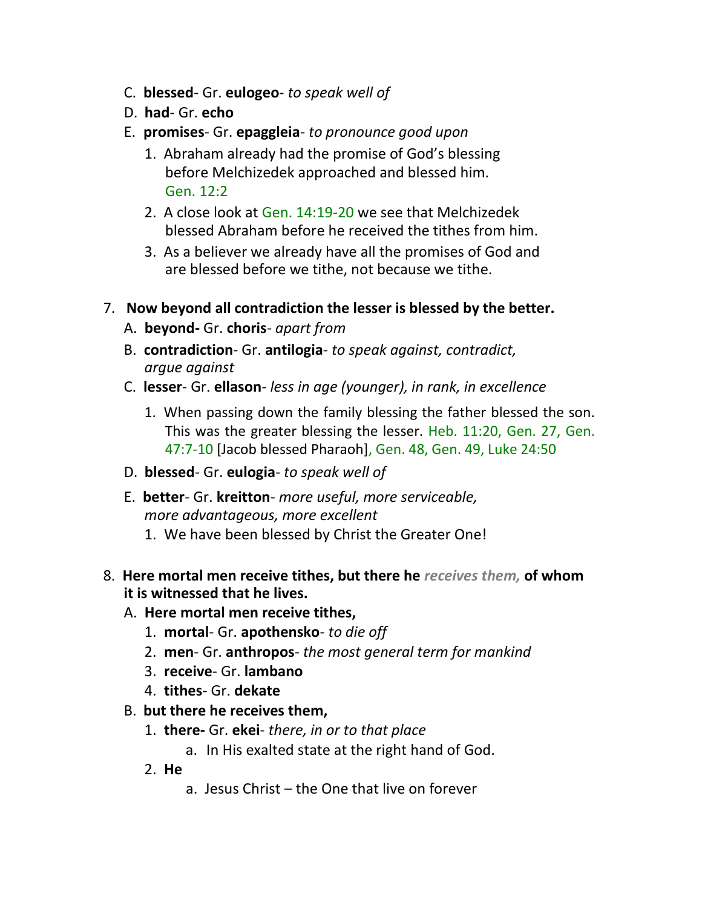C. **blessed**- Gr. **eulogeo**- *to speak well of*

D. **had**- Gr. **echo**

E. **promises**- Gr. **epaggleia**- *to pronounce good upon*

   1. Abraham already had the promise of God's blessing before Melchizedek approached and blessed him. Gen. 12:2
   2. A close look at Gen. 14:19-20 we see that Melchizedek blessed Abraham before he received the tithes from him.
   3. As a believer we already have all the promises of God and are blessed before we tithe, not because we tithe.

7. **Now beyond all contradiction the lesser is blessed by the better.**

   A. **beyond-** Gr. **choris**- *apart from*

   B. **contradiction**- Gr. **antilogia**- *to speak against, contradict, argue against*

   C. **lesser**- Gr. **ellason**- *less in age (younger), in rank, in excellence*

      1. When passing down the family blessing the father blessed the son. This was the greater blessing the lesser. Heb. 11:20, Gen. 27, Gen. 47:7-10 [Jacob blessed Pharaoh], Gen. 48, Gen. 49, Luke 24:50

   D. **blessed**- Gr. **eulogia**- *to speak well of*

   E. **better**- Gr. **kreitton**- *more useful, more serviceable, more advantageous, more excellent*

      1. We have been blessed by Christ the Greater One!

8. **Here mortal men receive tithes, but there he *receives them,* of whom it is witnessed that he lives.**

   A. **Here mortal men receive tithes,**

      1. **mortal**- Gr. **apothensko**- *to die off*
      2. **men**- Gr. **anthropos**- *the most general term for mankind*
      3. **receive**- Gr. **lambano**
      4. **tithes**- Gr. **dekate**

   B. **but there he receives them,**

      1. **there-** Gr. **ekei**- *there, in or to that place*
         a. In His exalted state at the right hand of God.
      2. **He**
         a. Jesus Christ – the One that live on forever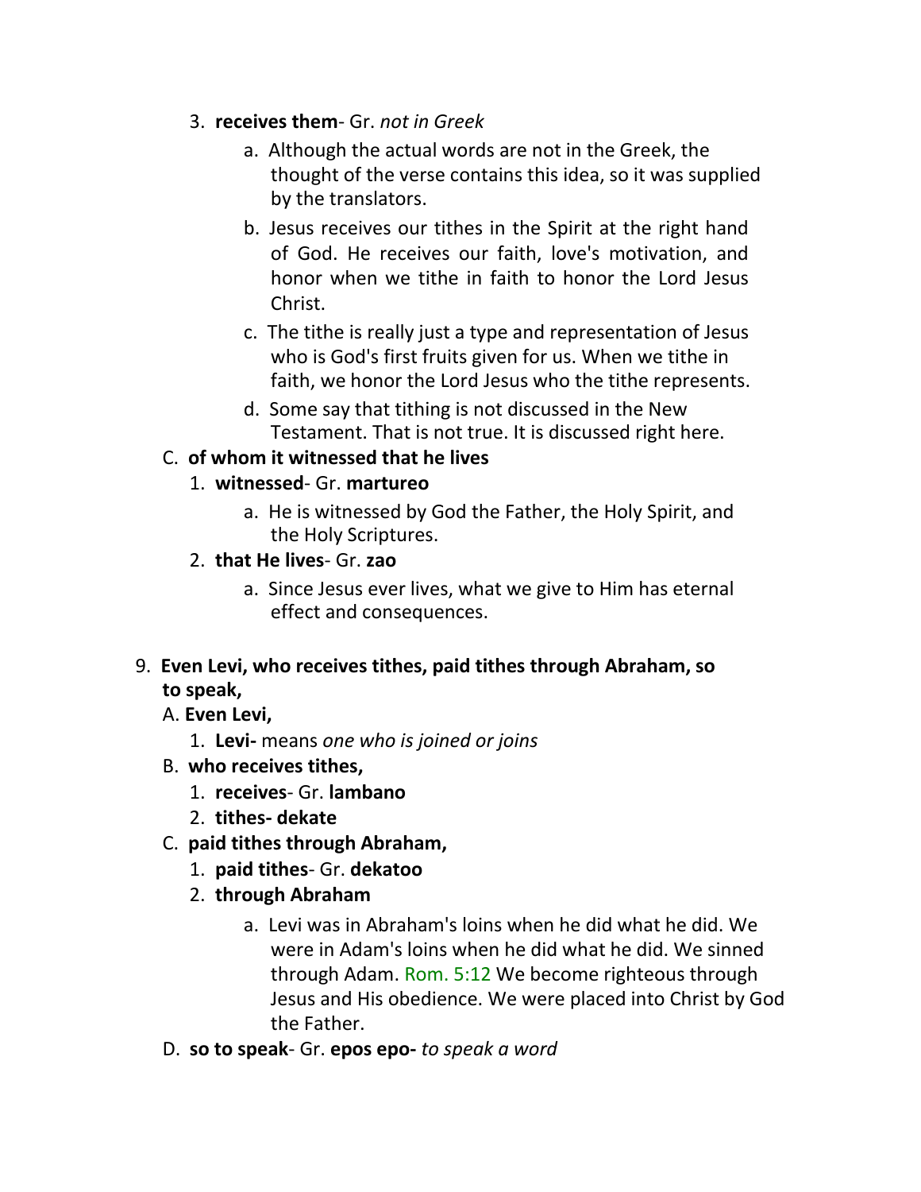3. **receives them**- Gr. *not in Greek*
    a. Although the actual words are not in the Greek, the thought of the verse contains this idea, so it was supplied by the translators.
    b. Jesus receives our tithes in the Spirit at the right hand of God. He receives our faith, love's motivation, and honor when we tithe in faith to honor the Lord Jesus Christ.
    c. The tithe is really just a type and representation of Jesus who is God's first fruits given for us. When we tithe in faith, we honor the Lord Jesus who the tithe represents.
    d. Some say that tithing is not discussed in the New Testament. That is not true. It is discussed right here.

C. **of whom it witnessed that he lives**
1. **witnessed**- Gr. **martureo**
    a. He is witnessed by God the Father, the Holy Spirit, and the Holy Scriptures.
2. **that He lives**- Gr. **zao**
    a. Since Jesus ever lives, what we give to Him has eternal effect and consequences.

9. **Even Levi, who receives tithes, paid tithes through Abraham, so to speak,**

A. **Even Levi,**
1. **Levi-** means *one who is joined or joins*

B. **who receives tithes,**
1. **receives**- Gr. **lambano**
2. **tithes- dekate**

C. **paid tithes through Abraham,**
1. **paid tithes**- Gr. **dekatoo**
2. **through Abraham**
    a. Levi was in Abraham's loins when he did what he did. We were in Adam's loins when he did what he did. We sinned through Adam. Rom. 5:12 We become righteous through Jesus and His obedience. We were placed into Christ by God the Father.

D. **so to speak**- Gr. **epos epo-** *to speak a word*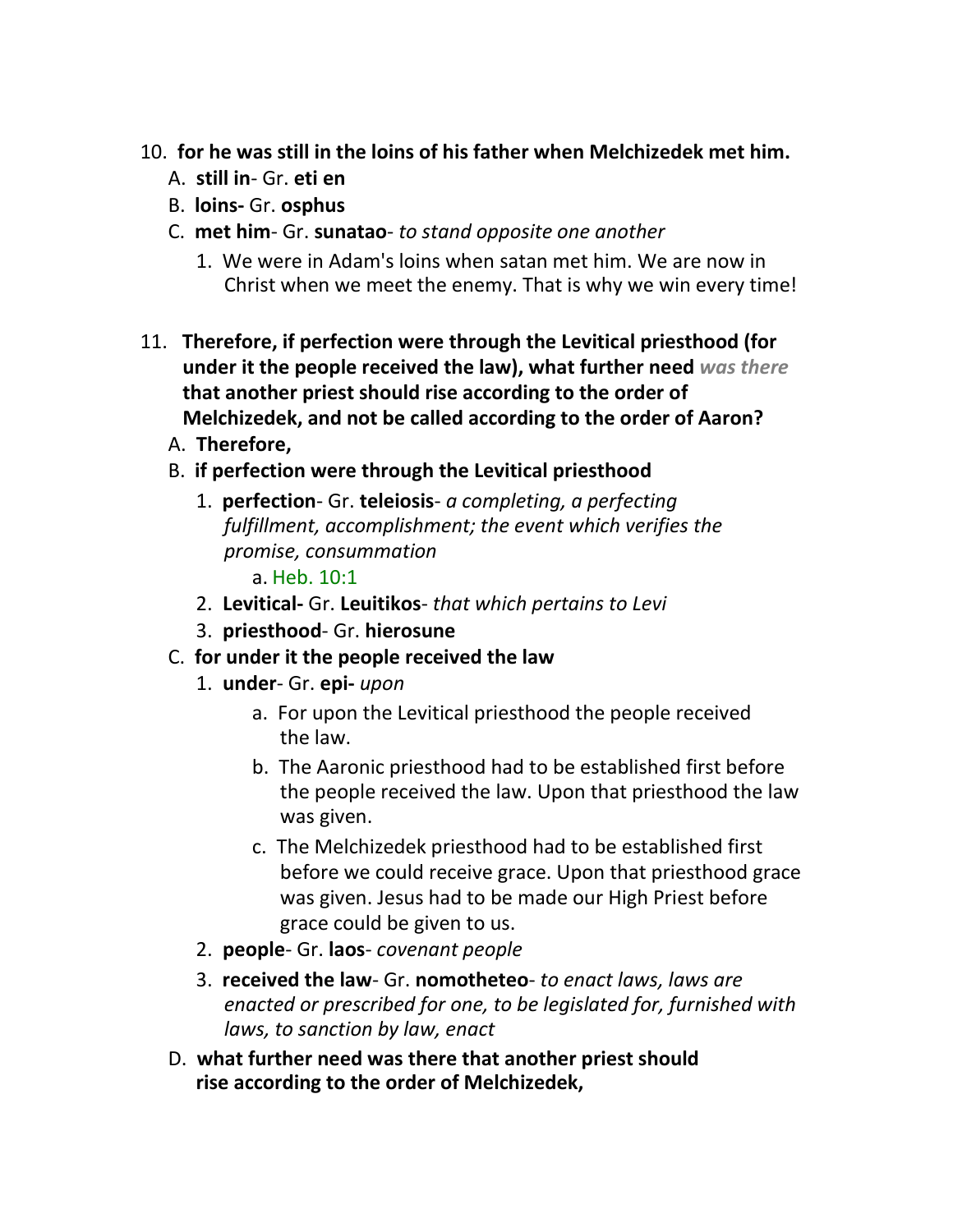10. **for he was still in the loins of his father when Melchizedek met him.**
    A. **still in**- Gr. **eti en**
    B. **loins-** Gr. **osphus**
    C. **met him**- Gr. **sunatao**- *to stand opposite one another*
        1. We were in Adam's loins when satan met him. We are now in Christ when we meet the enemy. That is why we win every time!

11. **Therefore, if perfection were through the Levitical priesthood (for under it the people received the law), what further need *was there* that another priest should rise according to the order of Melchizedek, and not be called according to the order of Aaron?**
    A. **Therefore,**
    B. **if perfection were through the Levitical priesthood**
        1. **perfection**- Gr. **teleiosis**- *a completing, a perfecting fulfillment, accomplishment; the event which verifies the promise, consummation*
            a. Heb. 10:1
        2. **Levitical-** Gr. **Leuitikos**- *that which pertains to Levi*
        3. **priesthood**- Gr. **hierosune**
    C. **for under it the people received the law**
        1. **under**- Gr. **epi-** *upon*
            a. For upon the Levitical priesthood the people received the law.
            b. The Aaronic priesthood had to be established first before the people received the law. Upon that priesthood the law was given.
            c. The Melchizedek priesthood had to be established first before we could receive grace. Upon that priesthood grace was given. Jesus had to be made our High Priest before grace could be given to us.
        2. **people**- Gr. **laos**- *covenant people*
        3. **received the law**- Gr. **nomotheteo**- *to enact laws, laws are enacted or prescribed for one, to be legislated for, furnished with laws, to sanction by law, enact*
    D. **what further need was there that another priest should rise according to the order of Melchizedek,**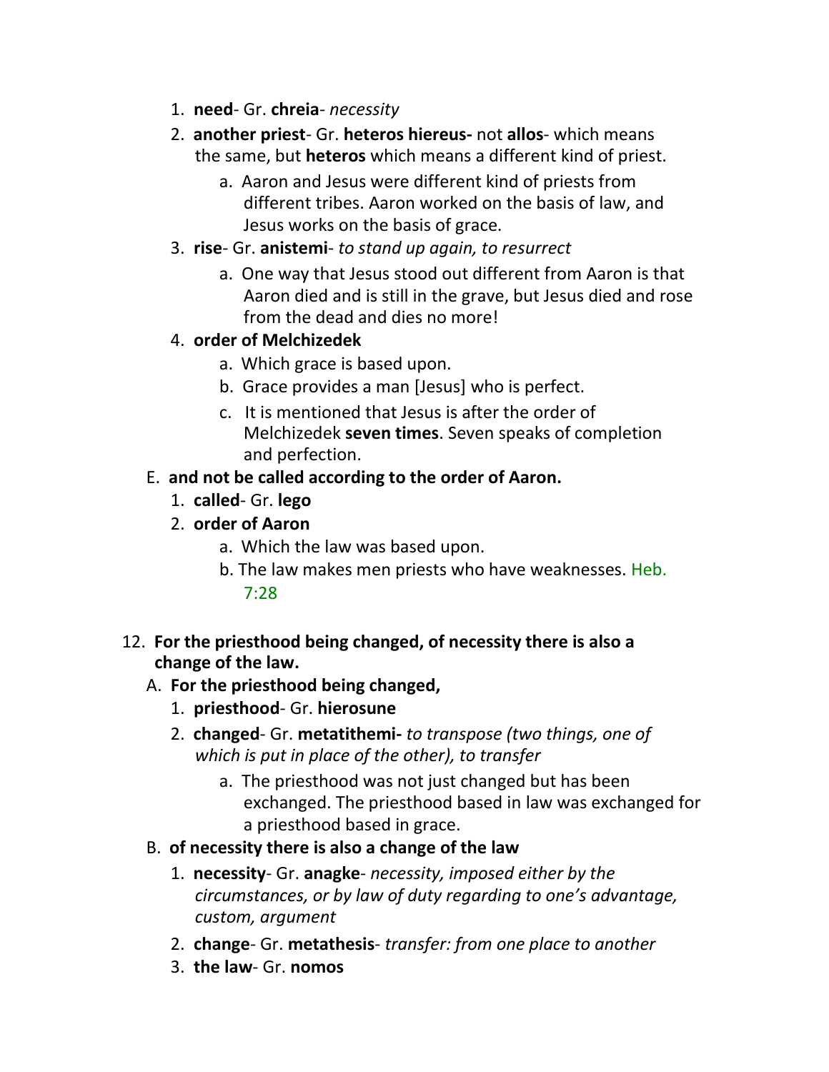1. **need**- Gr. **chreia**- *necessity*
2. **another priest**- Gr. **heteros hiereus-** not **allos**- which means the same, but **heteros** which means a different kind of priest.
    a. Aaron and Jesus were different kind of priests from different tribes. Aaron worked on the basis of law, and Jesus works on the basis of grace.
3. **rise**- Gr. **anistemi**- *to stand up again, to resurrect*
    a. One way that Jesus stood out different from Aaron is that Aaron died and is still in the grave, but Jesus died and rose from the dead and dies no more!
4. **order of Melchizedek**
    a. Which grace is based upon.
    b. Grace provides a man [Jesus] who is perfect.
    c. It is mentioned that Jesus is after the order of Melchizedek **seven times**. Seven speaks of completion and perfection.

E. **and not be called according to the order of Aaron.**

1. **called**- Gr. **lego**
2. **order of Aaron**
    a. Which the law was based upon.
    b. The law makes men priests who have weaknesses. Heb. 7:28

12. **For the priesthood being changed, of necessity there is also a change of the law.**

A. **For the priesthood being changed,**

1. **priesthood**- Gr. **hierosune**
2. **changed**- Gr. **metatithemi-** *to transpose (two things, one of which is put in place of the other), to transfer*
    a. The priesthood was not just changed but has been exchanged. The priesthood based in law was exchanged for a priesthood based in grace.

B. **of necessity there is also a change of the law**

1. **necessity**- Gr. **anagke**- *necessity, imposed either by the circumstances, or by law of duty regarding to one's advantage, custom, argument*
2. **change**- Gr. **metathesis**- *transfer: from one place to another*
3. **the law**- Gr. **nomos**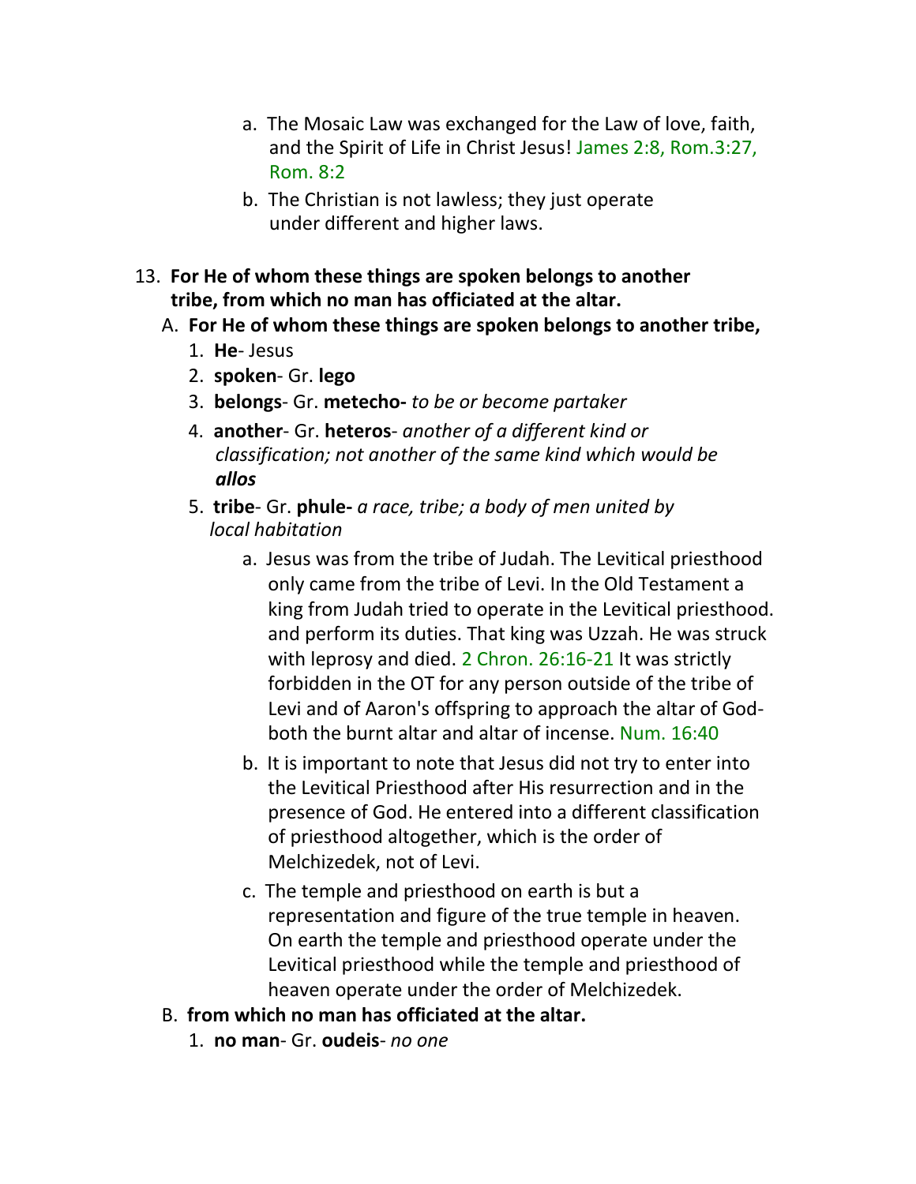a. The Mosaic Law was exchanged for the Law of love, faith, and the Spirit of Life in Christ Jesus! James 2:8, Rom.3:27, Rom. 8:2

b. The Christian is not lawless; they just operate under different and higher laws.

13. **For He of whom these things are spoken belongs to another tribe, from which no man has officiated at the altar.**

A. **For He of whom these things are spoken belongs to another tribe,**

1. **He**- Jesus
2. **spoken**- Gr. **lego**
3. **belongs**- Gr. **metecho-** *to be or become partaker*
4. **another**- Gr. **heteros**- *another of a different kind or classification; not another of the same kind which would be* ***allos***
5. **tribe**- Gr. **phule-** *a race, tribe; a body of men united by local habitation*

a. Jesus was from the tribe of Judah. The Levitical priesthood only came from the tribe of Levi. In the Old Testament a king from Judah tried to operate in the Levitical priesthood. and perform its duties. That king was Uzzah. He was struck with leprosy and died. 2 Chron. 26:16-21 It was strictly forbidden in the OT for any person outside of the tribe of Levi and of Aaron's offspring to approach the altar of God- both the burnt altar and altar of incense. Num. 16:40

b. It is important to note that Jesus did not try to enter into the Levitical Priesthood after His resurrection and in the presence of God. He entered into a different classification of priesthood altogether, which is the order of Melchizedek, not of Levi.

c. The temple and priesthood on earth is but a representation and figure of the true temple in heaven. On earth the temple and priesthood operate under the Levitical priesthood while the temple and priesthood of heaven operate under the order of Melchizedek.

B. **from which no man has officiated at the altar.**

1. **no man**- Gr. **oudeis**- *no one*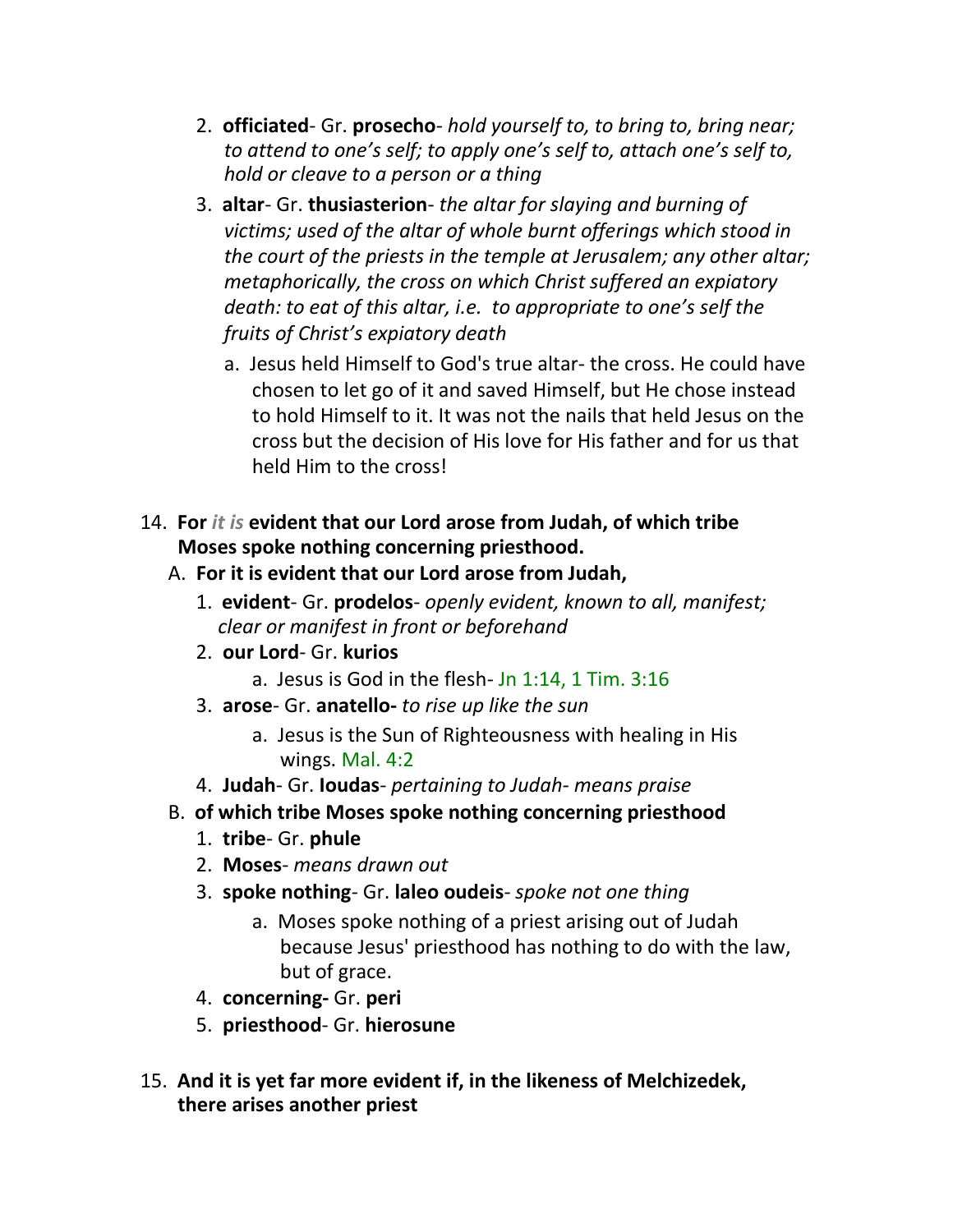2. **officiated**- Gr. **prosecho**- *hold yourself to, to bring to, bring near; to attend to one's self; to apply one's self to, attach one's self to, hold or cleave to a person or a thing*
3. **altar**- Gr. **thusiasterion**- *the altar for slaying and burning of victims; used of the altar of whole burnt offerings which stood in the court of the priests in the temple at Jerusalem; any other altar; metaphorically, the cross on which Christ suffered an expiatory death: to eat of this altar, i.e. to appropriate to one's self the fruits of Christ's expiatory death*
   a. Jesus held Himself to God's true altar- the cross. He could have chosen to let go of it and saved Himself, but He chose instead to hold Himself to it. It was not the nails that held Jesus on the cross but the decision of His love for His father and for us that held Him to the cross!

14. **For *it is* evident that our Lord arose from Judah, of which tribe Moses spoke nothing concerning priesthood.**
   A. **For it is evident that our Lord arose from Judah,**
      1. **evident**- Gr. **prodelos**- *openly evident, known to all, manifest; clear or manifest in front or beforehand*
      2. **our Lord**- Gr. **kurios**
         a. Jesus is God in the flesh- Jn 1:14, 1 Tim. 3:16
      3. **arose**- Gr. **anatello-** *to rise up like the sun*
         a. Jesus is the Sun of Righteousness with healing in His wings. Mal. 4:2
      4. **Judah**- Gr. **Ioudas**- *pertaining to Judah- means praise*
   B. **of which tribe Moses spoke nothing concerning priesthood**
      1. **tribe**- Gr. **phule**
      2. **Moses**- *means drawn out*
      3. **spoke nothing**- Gr. **laleo oudeis**- *spoke not one thing*
         a. Moses spoke nothing of a priest arising out of Judah because Jesus' priesthood has nothing to do with the law, but of grace.
      4. **concerning-** Gr. **peri**
      5. **priesthood**- Gr. **hierosune**

15. **And it is yet far more evident if, in the likeness of Melchizedek, there arises another priest**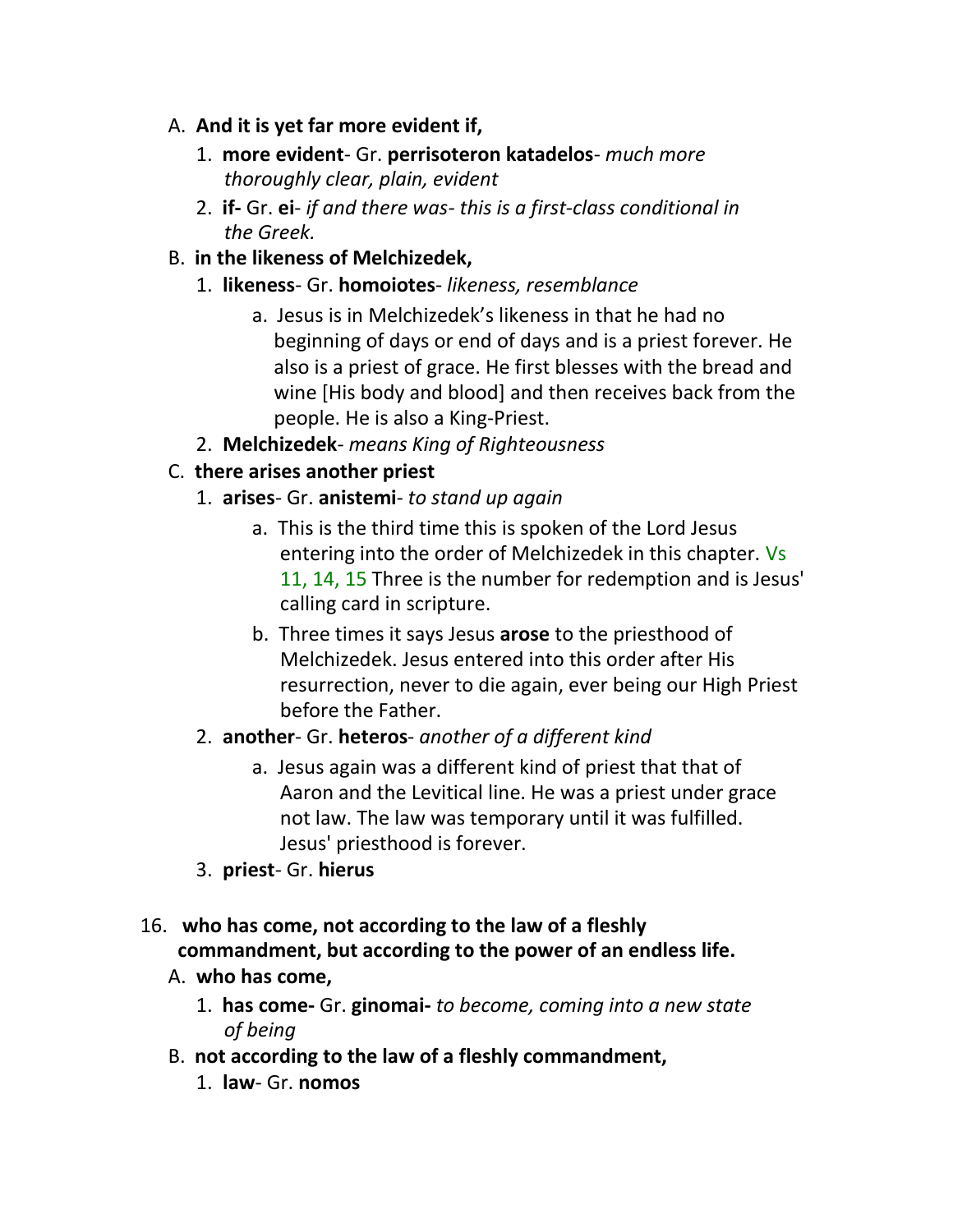A. **And it is yet far more evident if,**

   1. **more evident**- Gr. **perrisoteron katadelos**- *much more thoroughly clear, plain, evident*
   2. **if-** Gr. **ei**- *if and there was- this is a first-class conditional in the Greek.*

B. **in the likeness of Melchizedek,**

   1. **likeness**- Gr. **homoiotes**- *likeness, resemblance*
      a. Jesus is in Melchizedek's likeness in that he had no beginning of days or end of days and is a priest forever. He also is a priest of grace. He first blesses with the bread and wine [His body and blood] and then receives back from the people. He is also a King-Priest.
   2. **Melchizedek**- *means King of Righteousness*

C. **there arises another priest**

   1. **arises**- Gr. **anistemi**- *to stand up again*
      a. This is the third time this is spoken of the Lord Jesus entering into the order of Melchizedek in this chapter. Vs 11, 14, 15 Three is the number for redemption and is Jesus' calling card in scripture.
      b. Three times it says Jesus **arose** to the priesthood of Melchizedek. Jesus entered into this order after His resurrection, never to die again, ever being our High Priest before the Father.
   2. **another**- Gr. **heteros**- *another of a different kind*
      a. Jesus again was a different kind of priest that that of Aaron and the Levitical line. He was a priest under grace not law. The law was temporary until it was fulfilled. Jesus' priesthood is forever.
   3. **priest**- Gr. **hierus**

16. **who has come, not according to the law of a fleshly commandment, but according to the power of an endless life.**

A. **who has come,**

   1. **has come-** Gr. **ginomai-** *to become, coming into a new state of being*

B. **not according to the law of a fleshly commandment,**

   1. **law**- Gr. **nomos**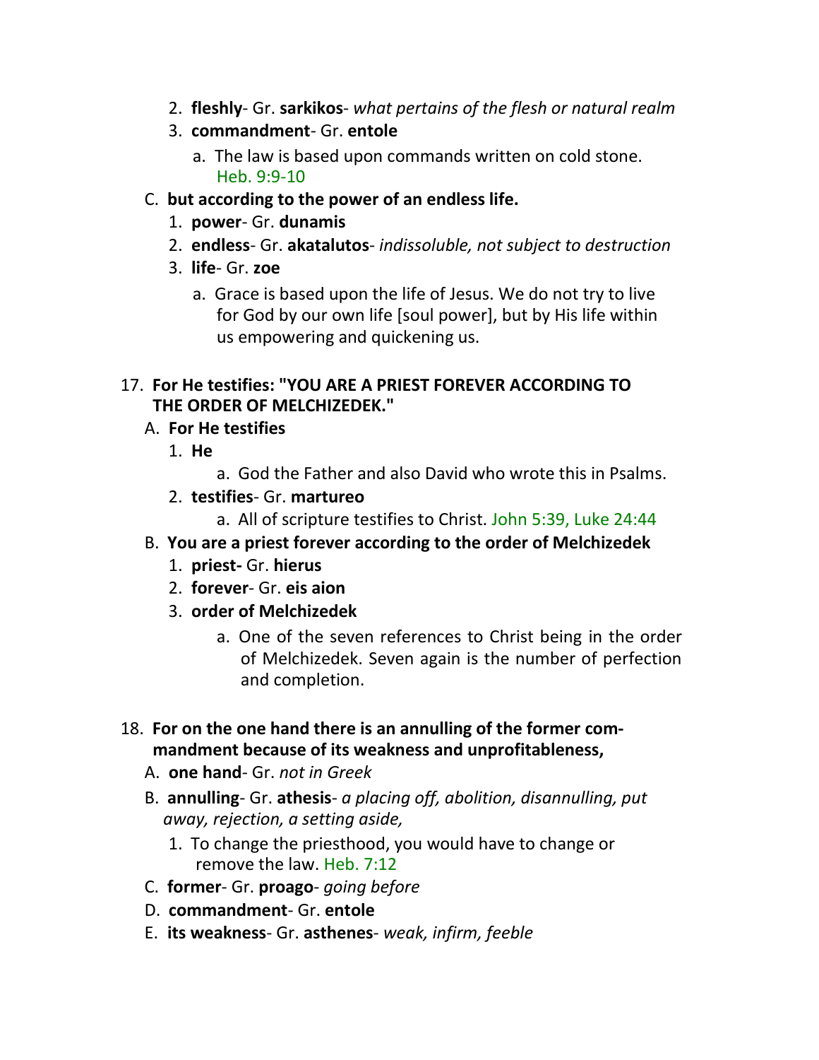2. **fleshly**- Gr. **sarkikos**- *what pertains of the flesh or natural realm*
3. **commandment**- Gr. **entole**
    a. The law is based upon commands written on cold stone. Heb. 9:9-10

C. **but according to the power of an endless life.**
1. **power**- Gr. **dunamis**
2. **endless**- Gr. **akatalutos**- *indissoluble, not subject to destruction*
3. **life**- Gr. **zoe**
    a. Grace is based upon the life of Jesus. We do not try to live for God by our own life [soul power], but by His life within us empowering and quickening us.

17. **For He testifies: "YOU ARE A PRIEST FOREVER ACCORDING TO THE ORDER OF MELCHIZEDEK."**

A. **For He testifies**
1. **He**
    a. God the Father and also David who wrote this in Psalms.
2. **testifies**- Gr. **martureo**
    a. All of scripture testifies to Christ. John 5:39, Luke 24:44

B. **You are a priest forever according to the order of Melchizedek**
1. **priest-** Gr. **hierus**
2. **forever**- Gr. **eis aion**
3. **order of Melchizedek**
    a. One of the seven references to Christ being in the order of Melchizedek. Seven again is the number of perfection and completion.

18. **For on the one hand there is an annulling of the former commandment because of its weakness and unprofitableness,**

A. **one hand**- Gr. *not in Greek*

B. **annulling**- Gr. **athesis**- *a placing off, abolition, disannulling, put away, rejection, a setting aside,*
1. To change the priesthood, you would have to change or remove the law. Heb. 7:12

C. **former**- Gr. **proago**- *going before*

D. **commandment**- Gr. **entole**

E. **its weakness**- Gr. **asthenes**- *weak, infirm, feeble*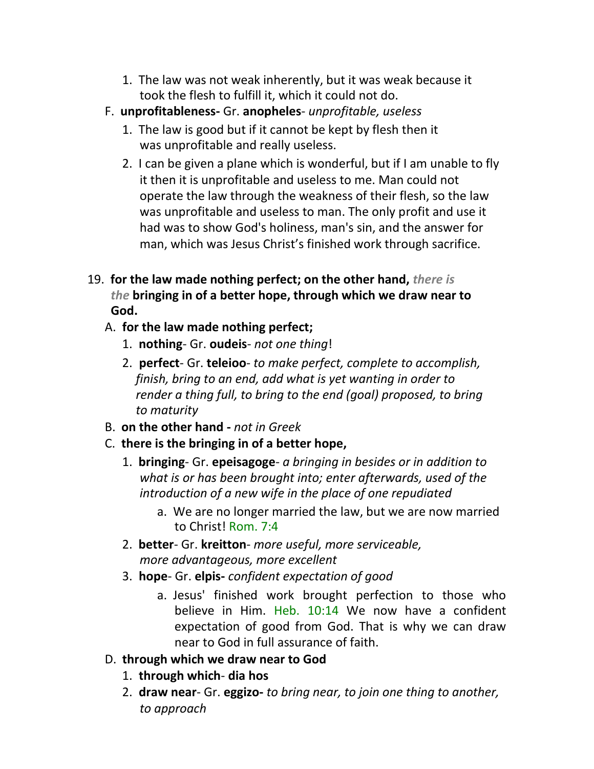1. The law was not weak inherently, but it was weak because it took the flesh to fulfill it, which it could not do.

F. **unprofitableness-** Gr. **anopheles**- *unprofitable, useless*

1. The law is good but if it cannot be kept by flesh then it was unprofitable and really useless.
2. I can be given a plane which is wonderful, but if I am unable to fly it then it is unprofitable and useless to me. Man could not operate the law through the weakness of their flesh, so the law was unprofitable and useless to man. The only profit and use it had was to show God's holiness, man's sin, and the answer for man, which was Jesus Christ's finished work through sacrifice.

19. **for the law made nothing perfect; on the other hand,** ***there is the*** **bringing in of a better hope, through which we draw near to God.**

A. **for the law made nothing perfect;**

1. **nothing**- Gr. **oudeis**- *not one thing*!
2. **perfect**- Gr. **teleioo**- *to make perfect, complete to accomplish, finish, bring to an end, add what is yet wanting in order to render a thing full, to bring to the end (goal) proposed, to bring to maturity*

B. **on the other hand -** *not in Greek*

C. **there is the bringing in of a better hope,**

1. **bringing**- Gr. **epeisagoge**- *a bringing in besides or in addition to what is or has been brought into; enter afterwards, used of the introduction of a new wife in the place of one repudiated*
   a. We are no longer married the law, but we are now married to Christ! Rom. 7:4
2. **better**- Gr. **kreitton**- *more useful, more serviceable, more advantageous, more excellent*
3. **hope**- Gr. **elpis-** *confident expectation of good*
   a. Jesus' finished work brought perfection to those who believe in Him. Heb. 10:14 We now have a confident expectation of good from God. That is why we can draw near to God in full assurance of faith.

D. **through which we draw near to God**

1. **through which**- **dia hos**
2. **draw near**- Gr. **eggizo-** *to bring near, to join one thing to another, to approach*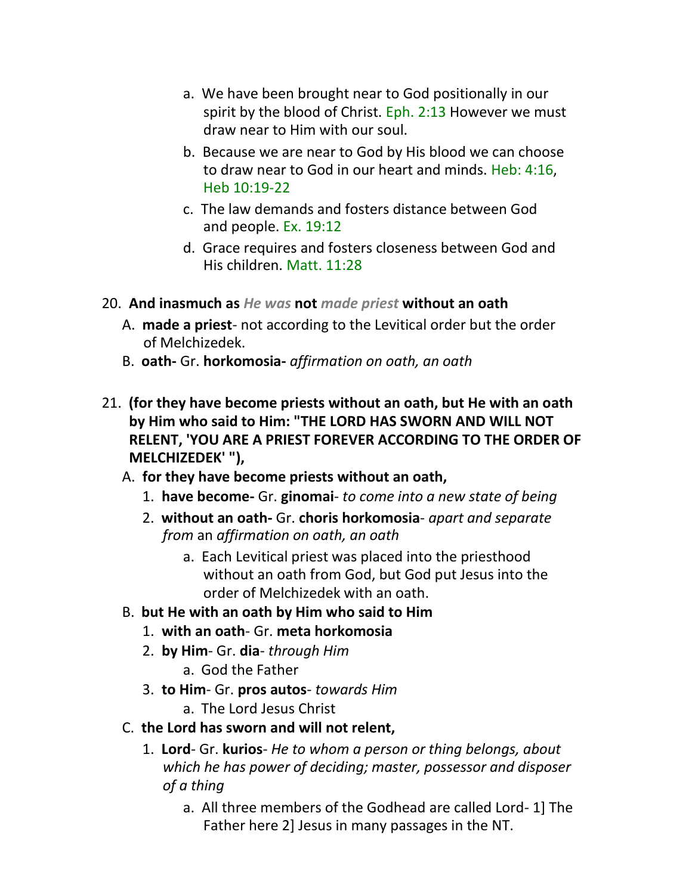a. We have been brought near to God positionally in our spirit by the blood of Christ. Eph. 2:13 However we must draw near to Him with our soul.

b. Because we are near to God by His blood we can choose to draw near to God in our heart and minds. Heb: 4:16, Heb 10:19-22

c. The law demands and fosters distance between God and people. Ex. 19:12

d. Grace requires and fosters closeness between God and His children. Matt. 11:28

20. **And inasmuch as** ***He was*** **not** ***made priest*** **without an oath**

   A. **made a priest**- not according to the Levitical order but the order of Melchizedek.

   B. **oath-** Gr. **horkomosia-** *affirmation on oath, an oath*

21. **(for they have become priests without an oath, but He with an oath by Him who said to Him: "THE LORD HAS SWORN AND WILL NOT RELENT, 'YOU ARE A PRIEST FOREVER ACCORDING TO THE ORDER OF MELCHIZEDEK' "),**

   A. **for they have become priests without an oath,**

      1. **have become-** Gr. **ginomai**- *to come into a new state of being*

      2. **without an oath-** Gr. **choris horkomosia**- *apart and separate from* an *affirmation on oath, an oath*

         a. Each Levitical priest was placed into the priesthood without an oath from God, but God put Jesus into the order of Melchizedek with an oath.

   B. **but He with an oath by Him who said to Him**

      1. **with an oath**- Gr. **meta horkomosia**

      2. **by Him**- Gr. **dia**- *through Him*

         a. God the Father

      3. **to Him**- Gr. **pros autos**- *towards Him*

         a. The Lord Jesus Christ

   C. **the Lord has sworn and will not relent,**

      1. **Lord**- Gr. **kurios**- *He to whom a person or thing belongs, about which he has power of deciding; master, possessor and disposer of a thing*

         a. All three members of the Godhead are called Lord- 1] The Father here 2] Jesus in many passages in the NT.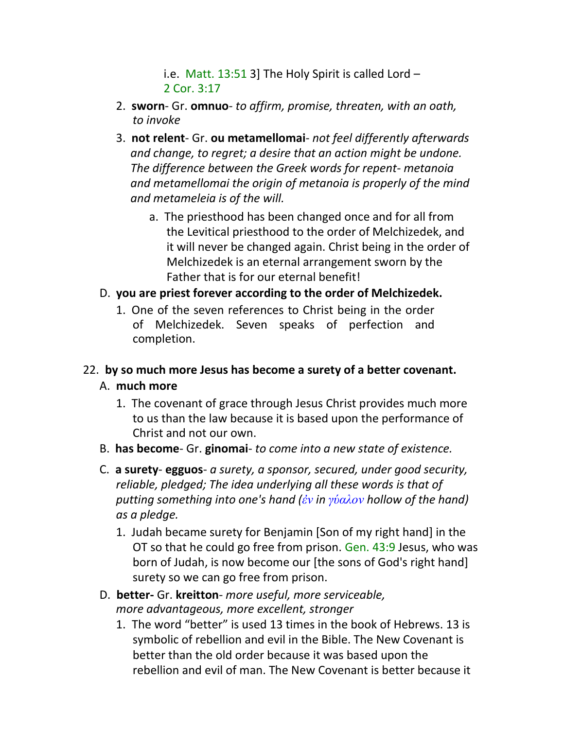i.e. Matt. 13:51 3] The Holy Spirit is called Lord – 2 Cor. 3:17

2. **sworn**- Gr. **omnuo**- *to affirm, promise, threaten, with an oath, to invoke*
3. **not relent**- Gr. **ou metamellomai**- *not feel differently afterwards and change, to regret; a desire that an action might be undone. The difference between the Greek words for repent- metanoia and metamellomai the origin of metanoia is properly of the mind and metameleia is of the will.*
   a. The priesthood has been changed once and for all from the Levitical priesthood to the order of Melchizedek, and it will never be changed again. Christ being in the order of Melchizedek is an eternal arrangement sworn by the Father that is for our eternal benefit!

D. **you are priest forever according to the order of Melchizedek.**

1. One of the seven references to Christ being in the order of Melchizedek. Seven speaks of perfection and completion.

22. **by so much more Jesus has become a surety of a better covenant.**

A. **much more**

1. The covenant of grace through Jesus Christ provides much more to us than the law because it is based upon the performance of Christ and not our own.

B. **has become**- Gr. **ginomai**- *to come into a new state of existence.*

C. **a surety**- **egguos**- *a surety, a sponsor, secured, under good security, reliable, pledged; The idea underlying all these words is that of putting something into one's hand (ἐν in γύαλον hollow of the hand) as a pledge.*

1. Judah became surety for Benjamin [Son of my right hand] in the OT so that he could go free from prison. Gen. 43:9 Jesus, who was born of Judah, is now become our [the sons of God's right hand] surety so we can go free from prison.

D. **better-** Gr. **kreitton**- *more useful, more serviceable, more advantageous, more excellent, stronger*

1. The word "better" is used 13 times in the book of Hebrews. 13 is symbolic of rebellion and evil in the Bible. The New Covenant is better than the old order because it was based upon the rebellion and evil of man. The New Covenant is better because it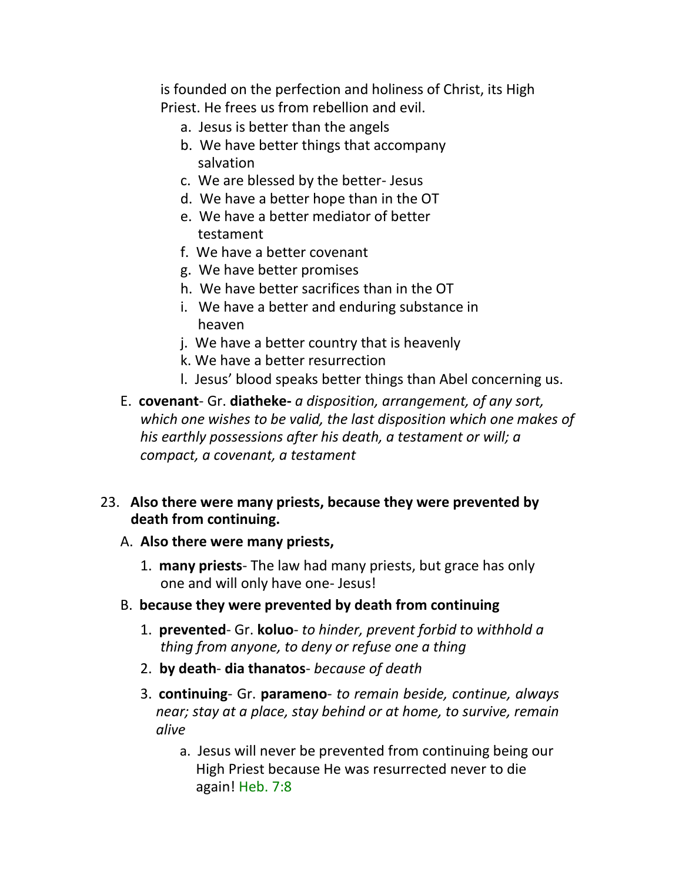is founded on the perfection and holiness of Christ, its High Priest. He frees us from rebellion and evil.

a. Jesus is better than the angels
b. We have better things that accompany salvation
c. We are blessed by the better- Jesus
d. We have a better hope than in the OT
e. We have a better mediator of better testament
f. We have a better covenant
g. We have better promises
h. We have better sacrifices than in the OT
i. We have a better and enduring substance in heaven
j. We have a better country that is heavenly
k. We have a better resurrection
l. Jesus' blood speaks better things than Abel concerning us.

E. **covenant**- Gr. **diatheke-** *a disposition, arrangement, of any sort, which one wishes to be valid, the last disposition which one makes of his earthly possessions after his death, a testament or will; a compact, a covenant, a testament*

23. **Also there were many priests, because they were prevented by death from continuing.**

A. **Also there were many priests,**

1. **many priests**- The law had many priests, but grace has only one and will only have one- Jesus!

B. **because they were prevented by death from continuing**

1. **prevented**- Gr. **koluo**- *to hinder, prevent forbid to withhold a thing from anyone, to deny or refuse one a thing*
2. **by death**- **dia thanatos**- *because of death*
3. **continuing**- Gr. **parameno**- *to remain beside, continue, always near; stay at a place, stay behind or at home, to survive, remain alive*

a. Jesus will never be prevented from continuing being our High Priest because He was resurrected never to die again! Heb. 7:8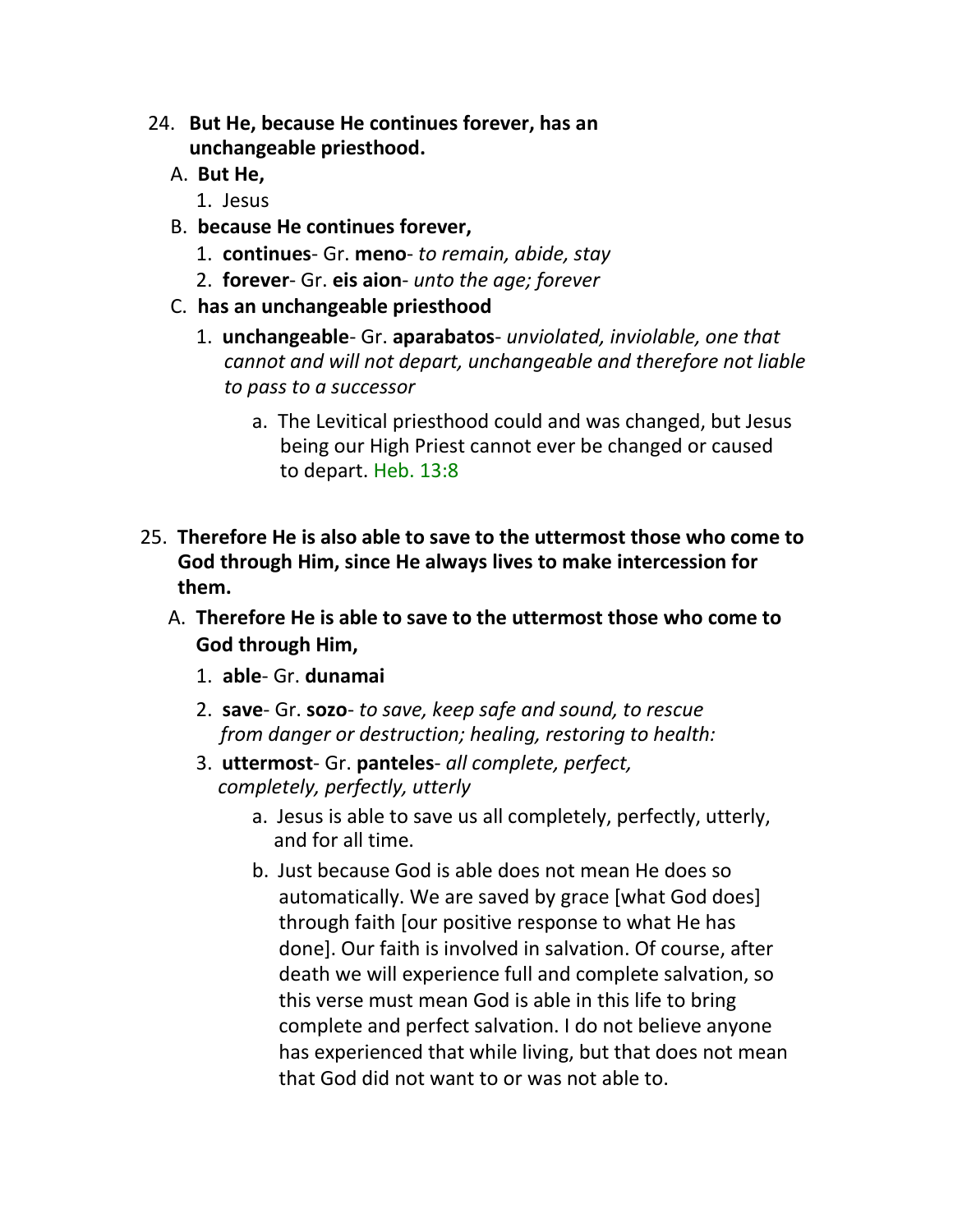24. **But He, because He continues forever, has an unchangeable priesthood.**

   A. **But He,**

      1. Jesus

   B. **because He continues forever,**

      1. **continues**- Gr. **meno**- *to remain, abide, stay*
      2. **forever**- Gr. **eis aion**- *unto the age; forever*

   C. **has an unchangeable priesthood**

      1. **unchangeable**- Gr. **aparabatos**- *unviolated, inviolable, one that cannot and will not depart, unchangeable and therefore not liable to pass to a successor*

         a. The Levitical priesthood could and was changed, but Jesus being our High Priest cannot ever be changed or caused to depart. Heb. 13:8

25. **Therefore He is also able to save to the uttermost those who come to God through Him, since He always lives to make intercession for them.**

   A. **Therefore He is able to save to the uttermost those who come to God through Him,**

      1. **able**- Gr. **dunamai**
      2. **save**- Gr. **sozo**- *to save, keep safe and sound, to rescue from danger or destruction; healing, restoring to health:*
      3. **uttermost**- Gr. **panteles**- *all complete, perfect, completely, perfectly, utterly*

         a. Jesus is able to save us all completely, perfectly, utterly, and for all time.

         b. Just because God is able does not mean He does so automatically. We are saved by grace [what God does] through faith [our positive response to what He has done]. Our faith is involved in salvation. Of course, after death we will experience full and complete salvation, so this verse must mean God is able in this life to bring complete and perfect salvation. I do not believe anyone has experienced that while living, but that does not mean that God did not want to or was not able to.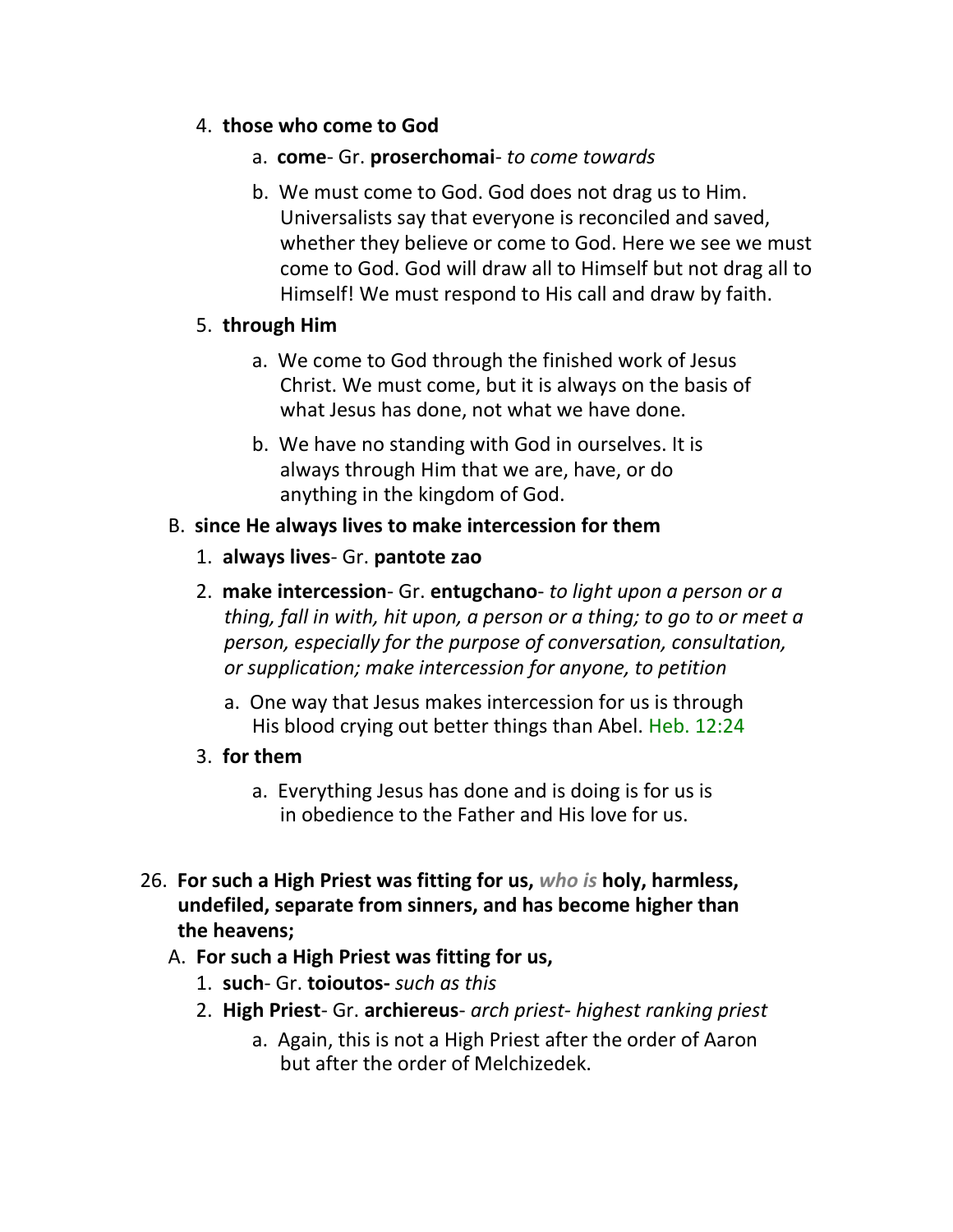4. **those who come to God**

    a. **come**- Gr. **proserchomai**- *to come towards*

    b. We must come to God. God does not drag us to Him. Universalists say that everyone is reconciled and saved, whether they believe or come to God. Here we see we must come to God. God will draw all to Himself but not drag all to Himself! We must respond to His call and draw by faith.

5. **through Him**

    a. We come to God through the finished work of Jesus Christ. We must come, but it is always on the basis of what Jesus has done, not what we have done.

    b. We have no standing with God in ourselves. It is always through Him that we are, have, or do anything in the kingdom of God.

B. **since He always lives to make intercession for them**

1. **always lives**- Gr. **pantote zao**

2. **make intercession**- Gr. **entugchano**- *to light upon a person or a thing, fall in with, hit upon, a person or a thing; to go to or meet a person, especially for the purpose of conversation, consultation, or supplication; make intercession for anyone, to petition*

    a. One way that Jesus makes intercession for us is through His blood crying out better things than Abel. Heb. 12:24

3. **for them**

    a. Everything Jesus has done and is doing is for us is in obedience to the Father and His love for us.

26. **For such a High Priest was fitting for us,** ***who is*** **holy, harmless, undefiled, separate from sinners, and has become higher than the heavens;**

A. **For such a High Priest was fitting for us,**

1. **such**- Gr. **toioutos-** *such as this*
2. **High Priest**- Gr. **archiereus**- *arch priest- highest ranking priest*

    a. Again, this is not a High Priest after the order of Aaron but after the order of Melchizedek.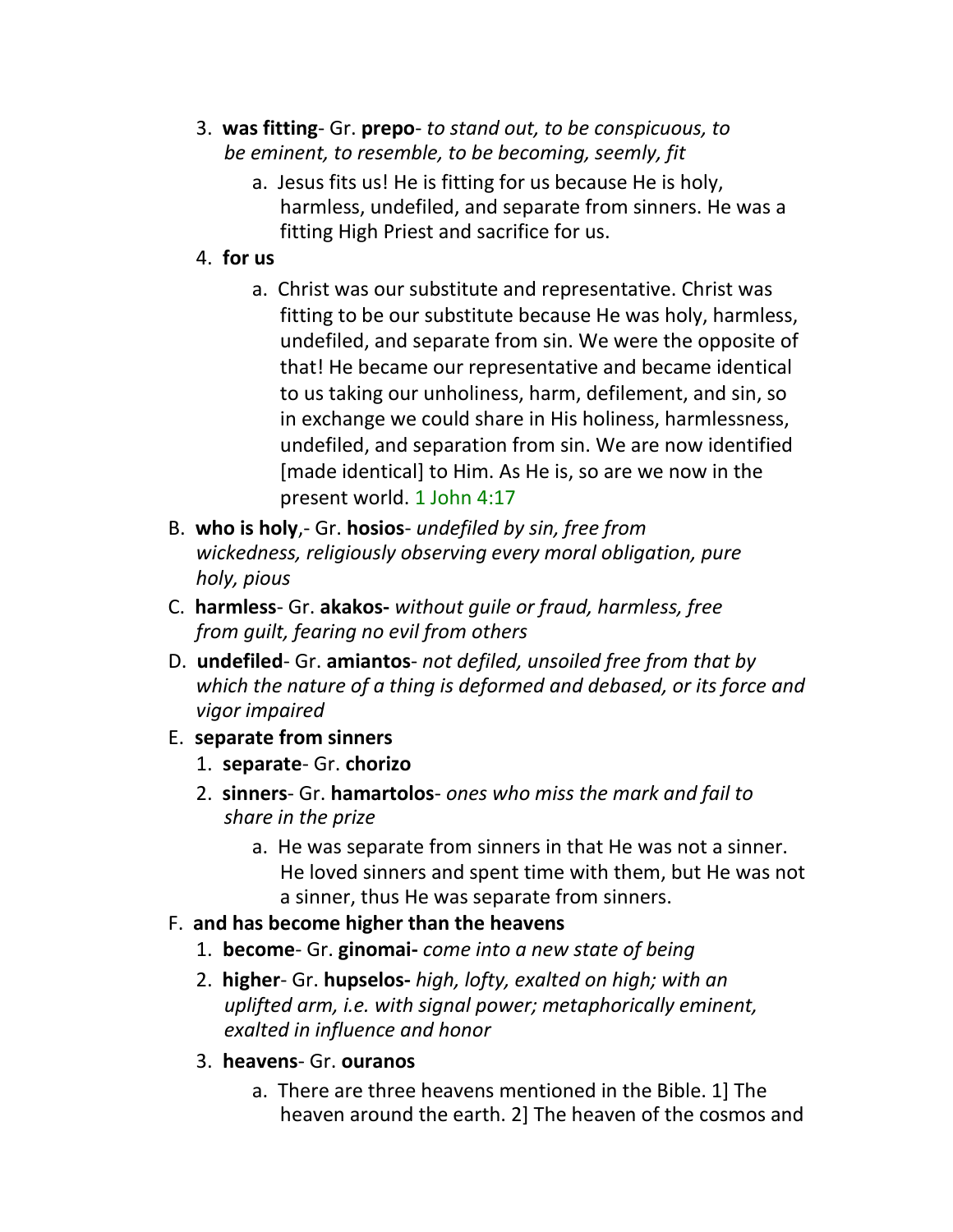3. **was fitting**- Gr. **prepo**- *to stand out, to be conspicuous, to be eminent, to resemble, to be becoming, seemly, fit*
    a. Jesus fits us! He is fitting for us because He is holy, harmless, undefiled, and separate from sinners. He was a fitting High Priest and sacrifice for us.
4. **for us**
    a. Christ was our substitute and representative. Christ was fitting to be our substitute because He was holy, harmless, undefiled, and separate from sin. We were the opposite of that! He became our representative and became identical to us taking our unholiness, harm, defilement, and sin, so in exchange we could share in His holiness, harmlessness, undefiled, and separation from sin. We are now identified [made identical] to Him. As He is, so are we now in the present world. 1 John 4:17

B. **who is holy**,- Gr. **hosios**- *undefiled by sin, free from wickedness, religiously observing every moral obligation, pure holy, pious*

C. **harmless**- Gr. **akakos-** *without guile or fraud, harmless, free from guilt, fearing no evil from others*

D. **undefiled**- Gr. **amiantos**- *not defiled, unsoiled free from that by which the nature of a thing is deformed and debased, or its force and vigor impaired*

E. **separate from sinners**
1. **separate**- Gr. **chorizo**
2. **sinners**- Gr. **hamartolos**- *ones who miss the mark and fail to share in the prize*
    a. He was separate from sinners in that He was not a sinner. He loved sinners and spent time with them, but He was not a sinner, thus He was separate from sinners.

F. **and has become higher than the heavens**
1. **become**- Gr. **ginomai-** *come into a new state of being*
2. **higher**- Gr. **hupselos-** *high, lofty, exalted on high; with an uplifted arm, i.e. with signal power; metaphorically eminent, exalted in influence and honor*
3. **heavens**- Gr. **ouranos**
    a. There are three heavens mentioned in the Bible. 1] The heaven around the earth. 2] The heaven of the cosmos and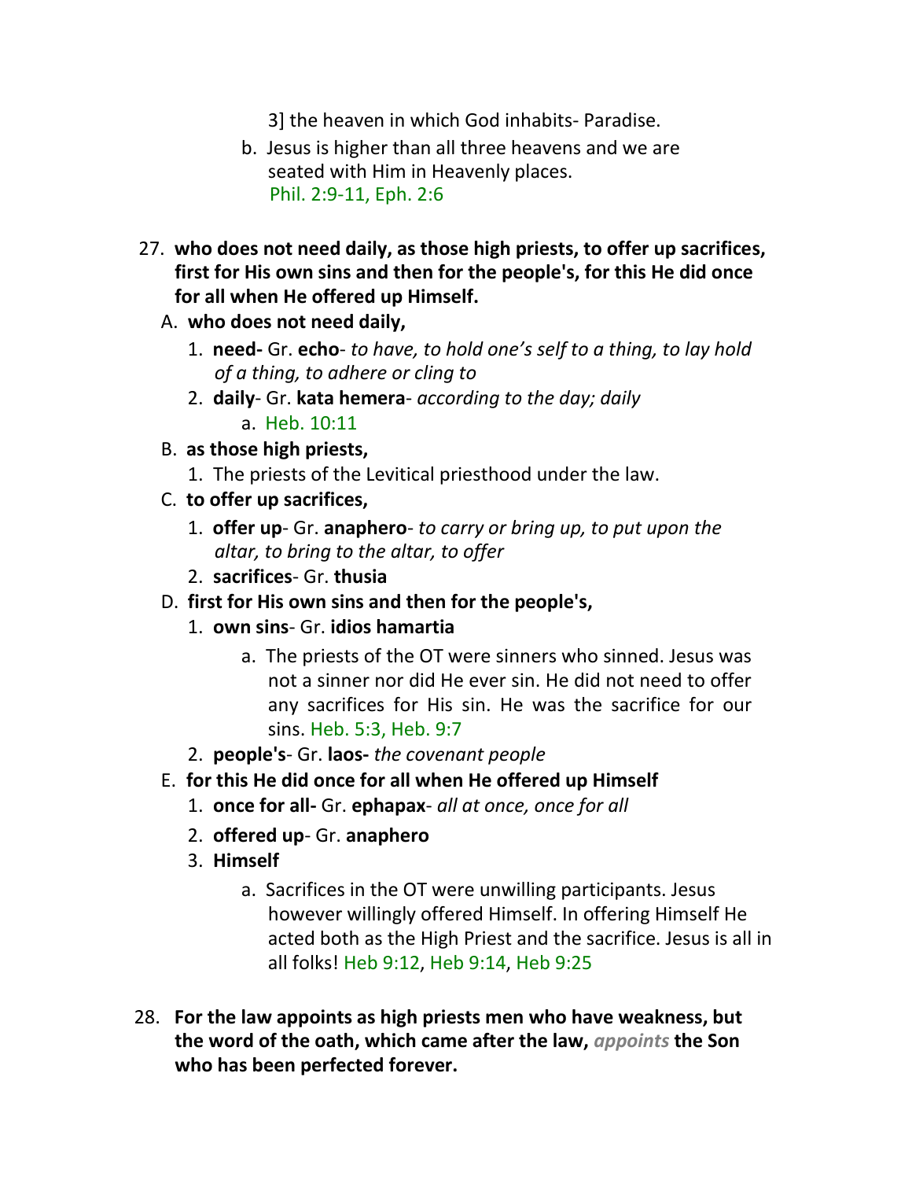3] the heaven in which God inhabits- Paradise.

b. Jesus is higher than all three heavens and we are seated with Him in Heavenly places. Phil. 2:9-11, Eph. 2:6

27. **who does not need daily, as those high priests, to offer up sacrifices, first for His own sins and then for the people's, for this He did once for all when He offered up Himself.**

   A. **who does not need daily,**

      1. **need-** Gr. **echo**- *to have, to hold one's self to a thing, to lay hold of a thing, to adhere or cling to*

      2. **daily**- Gr. **kata hemera**- *according to the day; daily*

         a. Heb. 10:11

   B. **as those high priests,**

      1. The priests of the Levitical priesthood under the law.

   C. **to offer up sacrifices,**

      1. **offer up**- Gr. **anaphero**- *to carry or bring up, to put upon the altar, to bring to the altar, to offer*

      2. **sacrifices**- Gr. **thusia**

   D. **first for His own sins and then for the people's,**

      1. **own sins**- Gr. **idios hamartia**

         a. The priests of the OT were sinners who sinned. Jesus was not a sinner nor did He ever sin. He did not need to offer any sacrifices for His sin. He was the sacrifice for our sins. Heb. 5:3, Heb. 9:7

      2. **people's**- Gr. **laos-** *the covenant people*

   E. **for this He did once for all when He offered up Himself**

      1. **once for all-** Gr. **ephapax**- *all at once, once for all*

      2. **offered up**- Gr. **anaphero**

      3. **Himself**

         a. Sacrifices in the OT were unwilling participants. Jesus however willingly offered Himself. In offering Himself He acted both as the High Priest and the sacrifice. Jesus is all in all folks! Heb 9:12, Heb 9:14, Heb 9:25

28. **For the law appoints as high priests men who have weakness, but the word of the oath, which came after the law, *appoints* the Son who has been perfected forever.**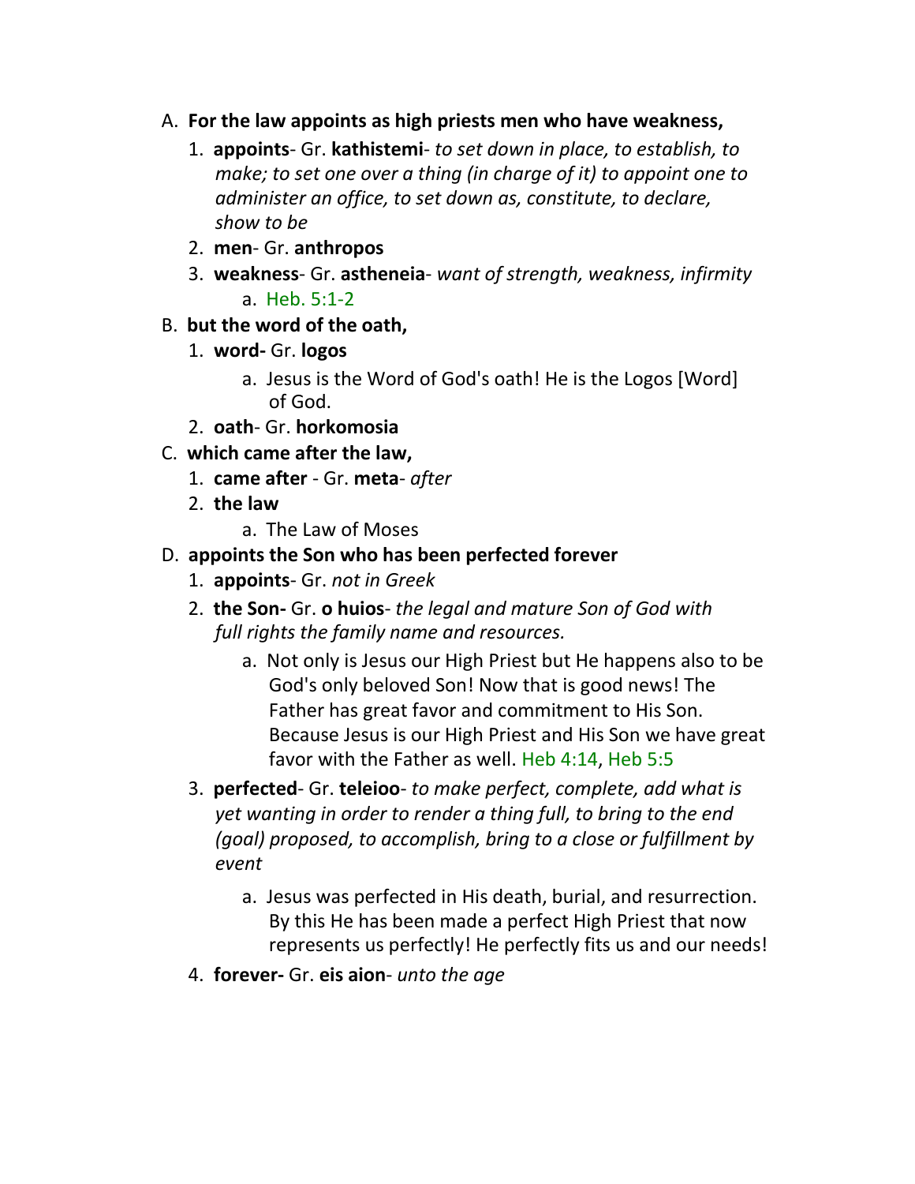A. **For the law appoints as high priests men who have weakness,**
   1. **appoints**- Gr. **kathistemi**- *to set down in place, to establish, to make; to set one over a thing (in charge of it) to appoint one to administer an office, to set down as, constitute, to declare, show to be*
   2. **men**- Gr. **anthropos**
   3. **weakness**- Gr. **astheneia**- *want of strength, weakness, infirmity*
      a. Heb. 5:1-2

B. **but the word of the oath,**
   1. **word-** Gr. **logos**
      a. Jesus is the Word of God's oath! He is the Logos [Word] of God.
   2. **oath**- Gr. **horkomosia**

C. **which came after the law,**
   1. **came after** - Gr. **meta**- *after*
   2. **the law**
      a. The Law of Moses

D. **appoints the Son who has been perfected forever**
   1. **appoints**- Gr. *not in Greek*
   2. **the Son-** Gr. **o huios**- *the legal and mature Son of God with full rights the family name and resources.*
      a. Not only is Jesus our High Priest but He happens also to be God's only beloved Son! Now that is good news! The Father has great favor and commitment to His Son. Because Jesus is our High Priest and His Son we have great favor with the Father as well. Heb 4:14, Heb 5:5
   3. **perfected**- Gr. **teleioo**- *to make perfect, complete, add what is yet wanting in order to render a thing full, to bring to the end (goal) proposed, to accomplish, bring to a close or fulfillment by event*
      a. Jesus was perfected in His death, burial, and resurrection. By this He has been made a perfect High Priest that now represents us perfectly! He perfectly fits us and our needs!
   4. **forever-** Gr. **eis aion**- *unto the age*